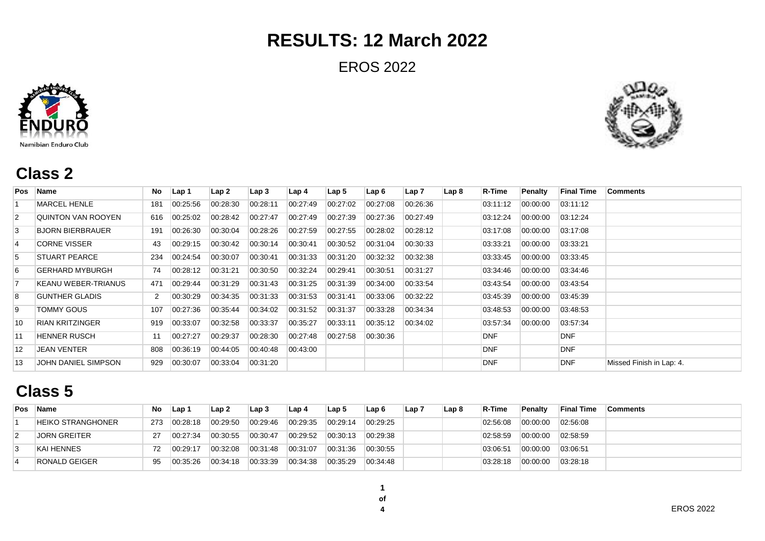# RESULTS: 12 March 2022

EROS 2022

Namibian Enduro Club

## Class 2

| Pos | Name | No | Lap 1 | Lap 2 | Lap 3 | Lap 4 | Lap 5 | Lap 6 | Lap 7 | Lap 8 | R-Time | Penalty | Final Time | Comments |
|---|---|---|---|---|---|---|---|---|---|---|---|---|---|---|
| 1 | MARCEL HENLE | 181 | 00:25:56 | 00:28:30 | 00:28:11 | 00:27:49 | 00:27:02 | 00:27:08 | 00:26:36 | | 03:11:12 | 00:00:00 | 03:11:12 | |
| 2 | QUINTON VAN ROOYEN | 616 | 00:25:02 | 00:28:42 | 00:27:47 | 00:27:49 | 00:27:39 | 00:27:36 | 00:27:49 | | 03:12:24 | 00:00:00 | 03:12:24 | |
| 3 | BJORN BIERBRAUER | 191 | 00:26:30 | 00:30:04 | 00:28:26 | 00:27:59 | 00:27:55 | 00:28:02 | 00:28:12 | | 03:17:08 | 00:00:00 | 03:17:08 | |
| 4 | CORNE VISSER | 43 | 00:29:15 | 00:30:42 | 00:30:14 | 00:30:41 | 00:30:52 | 00:31:04 | 00:30:33 | | 03:33:21 | 00:00:00 | 03:33:21 | |
| 5 | STUART PEARCE | 234 | 00:24:54 | 00:30:07 | 00:30:41 | 00:31:33 | 00:31:20 | 00:32:32 | 00:32:38 | | 03:33:45 | 00:00:00 | 03:33:45 | |
| 6 | GERHARD MYBURGH | 74 | 00:28:12 | 00:31:21 | 00:30:50 | 00:32:24 | 00:29:41 | 00:30:51 | 00:31:27 | | 03:34:46 | 00:00:00 | 03:34:46 | |
| 7 | KEANU WEBER-TRIANUS | 471 | 00:29:44 | 00:31:29 | 00:31:43 | 00:31:25 | 00:31:39 | 00:34:00 | 00:33:54 | | 03:43:54 | 00:00:00 | 03:43:54 | |
| 8 | GUNTHER GLADIS | 2 | 00:30:29 | 00:34:35 | 00:31:33 | 00:31:53 | 00:31:41 | 00:33:06 | 00:32:22 | | 03:45:39 | 00:00:00 | 03:45:39 | |
| 9 | TOMMY GOUS | 107 | 00:27:36 | 00:35:44 | 00:34:02 | 00:31:52 | 00:31:37 | 00:33:28 | 00:34:34 | | 03:48:53 | 00:00:00 | 03:48:53 | |
| 10 | RIAN KRITZINGER | 919 | 00:33:07 | 00:32:58 | 00:33:37 | 00:35:27 | 00:33:11 | 00:35:12 | 00:34:02 | | 03:57:34 | 00:00:00 | 03:57:34 | |
| 11 | HENNER RUSCH | 11 | 00:27:27 | 00:29:37 | 00:28:30 | 00:27:48 | 00:27:58 | 00:30:36 | | | DNF | | DNF | |
| 12 | JEAN VENTER | 808 | 00:36:19 | 00:44:05 | 00:40:48 | 00:43:00 | | | | | DNF | | DNF | |
| 13 | JOHN DANIEL SIMPSON | 929 | 00:30:07 | 00:33:04 | 00:31:20 | | | | | | DNF | | DNF | Missed Finish in Lap: 4. |

## Class 5

| Pos | Name | No | Lap 1 | Lap 2 | Lap 3 | Lap 4 | Lap 5 | Lap 6 | Lap 7 | Lap 8 | R-Time | Penalty | Final Time | Comments |
|---|---|---|---|---|---|---|---|---|---|---|---|---|---|---|
| 1 | HEIKO STRANGHONER | 273 | 00:28:18 | 00:29:50 | 00:29:46 | 00:29:35 | 00:29:14 | 00:29:25 | | | 02:56:08 | 00:00:00 | 02:56:08 | |
| 2 | JORN GREITER | 27 | 00:27:34 | 00:30:55 | 00:30:47 | 00:29:52 | 00:30:13 | 00:29:38 | | | 02:58:59 | 00:00:00 | 02:58:59 | |
| 3 | KAI HENNES | 72 | 00:29:17 | 00:32:08 | 00:31:48 | 00:31:07 | 00:31:36 | 00:30:55 | | | 03:06:51 | 00:00:00 | 03:06:51 | |
| 4 | RONALD GEIGER | 95 | 00:35:26 | 00:34:18 | 00:33:39 | 00:34:38 | 00:35:29 | 00:34:48 | | | 03:28:18 | 00:00:00 | 03:28:18 | |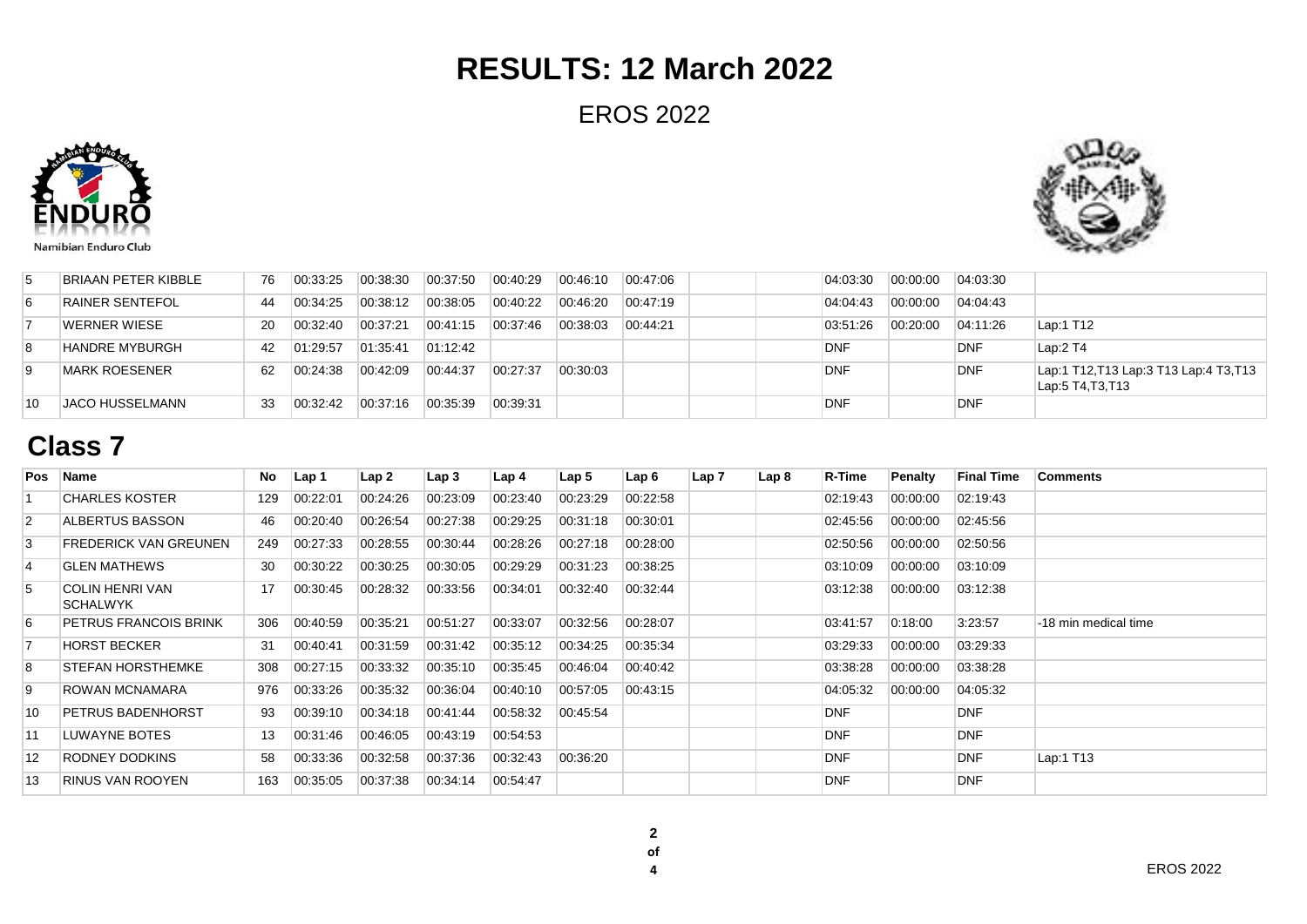# RESULTS: 12 March 2022

EROS 2022

Namibian Enduro Club

| Pos | Name | No | Lap 1 | Lap 2 | Lap 3 | Lap 4 | Lap 5 | Lap 6 | Lap 7 | Lap 8 | R-Time | Penalty | Final Time | Comments |
|---|---|---|---|---|---|---|---|---|---|---|---|---|---|---|
| 5 | BRIAAN PETER KIBBLE | 76 | 00:33:25 | 00:38:30 | 00:37:50 | 00:40:29 | 00:46:10 | 00:47:06 | | | 04:03:30 | 00:00:00 | 04:03:30 | |
| 6 | RAINER SENTEFOL | 44 | 00:34:25 | 00:38:12 | 00:38:05 | 00:40:22 | 00:46:20 | 00:47:19 | | | 04:04:43 | 00:00:00 | 04:04:43 | |
| 7 | WERNER WIESE | 20 | 00:32:40 | 00:37:21 | 00:41:15 | 00:37:46 | 00:38:03 | 00:44:21 | | | 03:51:26 | 00:20:00 | 04:11:26 | Lap:1 T12 |
| 8 | HANDRE MYBURGH | 42 | 01:29:57 | 01:35:41 | 01:12:42 | | | | | | DNF | | DNF | Lap:2 T4 |
| 9 | MARK ROESENER | 62 | 00:24:38 | 00:42:09 | 00:44:37 | 00:27:37 | 00:30:03 | | | | DNF | | DNF | Lap:1 T12,T13 Lap:3 T13 Lap:4 T3,T13 Lap:5 T4,T3,T13 |
| 10 | JACO HUSSELMANN | 33 | 00:32:42 | 00:37:16 | 00:35:39 | 00:39:31 | | | | | DNF | | DNF | |

## Class 7

| Pos | Name | No | Lap 1 | Lap 2 | Lap 3 | Lap 4 | Lap 5 | Lap 6 | Lap 7 | Lap 8 | R-Time | Penalty | Final Time | Comments |
|---|---|---|---|---|---|---|---|---|---|---|---|---|---|---|
| 1 | CHARLES KOSTER | 129 | 00:22:01 | 00:24:26 | 00:23:09 | 00:23:40 | 00:23:29 | 00:22:58 | | | 02:19:43 | 00:00:00 | 02:19:43 | |
| 2 | ALBERTUS BASSON | 46 | 00:20:40 | 00:26:54 | 00:27:38 | 00:29:25 | 00:31:18 | 00:30:01 | | | 02:45:56 | 00:00:00 | 02:45:56 | |
| 3 | FREDERICK VAN GREUNEN | 249 | 00:27:33 | 00:28:55 | 00:30:44 | 00:28:26 | 00:27:18 | 00:28:00 | | | 02:50:56 | 00:00:00 | 02:50:56 | |
| 4 | GLEN MATHEWS | 30 | 00:30:22 | 00:30:25 | 00:30:05 | 00:29:29 | 00:31:23 | 00:38:25 | | | 03:10:09 | 00:00:00 | 03:10:09 | |
| 5 | COLIN HENRI VAN SCHALWYK | 17 | 00:30:45 | 00:28:32 | 00:33:56 | 00:34:01 | 00:32:40 | 00:32:44 | | | 03:12:38 | 00:00:00 | 03:12:38 | |
| 6 | PETRUS FRANCOIS BRINK | 306 | 00:40:59 | 00:35:21 | 00:51:27 | 00:33:07 | 00:32:56 | 00:28:07 | | | 03:41:57 | 0:18:00 | 3:23:57 | -18 min medical time |
| 7 | HORST BECKER | 31 | 00:40:41 | 00:31:59 | 00:31:42 | 00:35:12 | 00:34:25 | 00:35:34 | | | 03:29:33 | 00:00:00 | 03:29:33 | |
| 8 | STEFAN HORSTHEMKE | 308 | 00:27:15 | 00:33:32 | 00:35:10 | 00:35:45 | 00:46:04 | 00:40:42 | | | 03:38:28 | 00:00:00 | 03:38:28 | |
| 9 | ROWAN MCNAMARA | 976 | 00:33:26 | 00:35:32 | 00:36:04 | 00:40:10 | 00:57:05 | 00:43:15 | | | 04:05:32 | 00:00:00 | 04:05:32 | |
| 10 | PETRUS BADENHORST | 93 | 00:39:10 | 00:34:18 | 00:41:44 | 00:58:32 | 00:45:54 | | | | DNF | | DNF | |
| 11 | LUWAYNE BOTES | 13 | 00:31:46 | 00:46:05 | 00:43:19 | 00:54:53 | | | | | DNF | | DNF | |
| 12 | RODNEY DODKINS | 58 | 00:33:36 | 00:32:58 | 00:37:36 | 00:32:43 | 00:36:20 | | | | DNF | | DNF | Lap:1 T13 |
| 13 | RINUS VAN ROOYEN | 163 | 00:35:05 | 00:37:38 | 00:34:14 | 00:54:47 | | | | | DNF | | DNF | |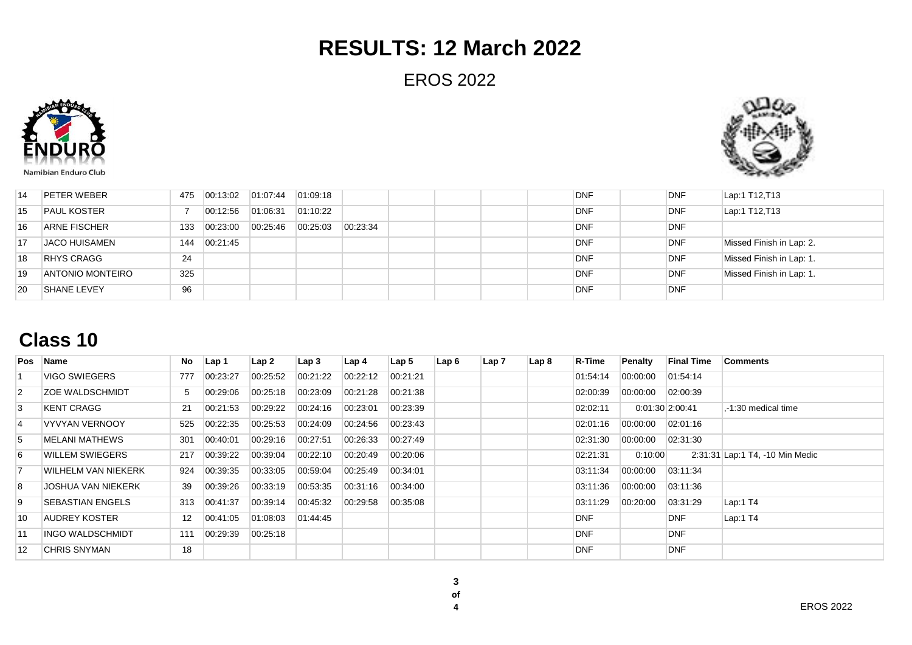# RESULTS: 12 March 2022

EROS 2022

Namibian Enduro Club

| Pos | Name | No | Lap 1 | Lap 2 | Lap 3 | Lap 4 | Lap 5 | Lap 6 | Lap 7 | Lap 8 | R-Time | Penalty | Final Time | Comments |
|---|---|---|---|---|---|---|---|---|---|---|---|---|---|---|
| 14 | PETER WEBER | 475 | 00:13:02 | 01:07:44 | 01:09:18 | | | | | | DNF | | DNF | Lap:1 T12,T13 |
| 15 | PAUL KOSTER | 7 | 00:12:56 | 01:06:31 | 01:10:22 | | | | | | DNF | | DNF | Lap:1 T12,T13 |
| 16 | ARNE FISCHER | 133 | 00:23:00 | 00:25:46 | 00:25:03 | 00:23:34 | | | | | DNF | | DNF | |
| 17 | JACO HUISAMEN | 144 | 00:21:45 | | | | | | | | DNF | | DNF | Missed Finish in Lap: 2. |
| 18 | RHYS CRAGG | 24 | | | | | | | | | DNF | | DNF | Missed Finish in Lap: 1. |
| 19 | ANTONIO MONTEIRO | 325 | | | | | | | | | DNF | | DNF | Missed Finish in Lap: 1. |
| 20 | SHANE LEVEY | 96 | | | | | | | | | DNF | | DNF | |

## Class 10

| Pos | Name | No | Lap 1 | Lap 2 | Lap 3 | Lap 4 | Lap 5 | Lap 6 | Lap 7 | Lap 8 | R-Time | Penalty | Final Time | Comments |
|---|---|---|---|---|---|---|---|---|---|---|---|---|---|---|
| 1 | VIGO SWIEGERS | 777 | 00:23:27 | 00:25:52 | 00:21:22 | 00:22:12 | 00:21:21 | | | | 01:54:14 | 00:00:00 | 01:54:14 | |
| 2 | ZOE WALDSCHMIDT | 5 | 00:29:06 | 00:25:18 | 00:23:09 | 00:21:28 | 00:21:38 | | | | 02:00:39 | 00:00:00 | 02:00:39 | |
| 3 | KENT CRAGG | 21 | 00:21:53 | 00:29:22 | 00:24:16 | 00:23:01 | 00:23:39 | | | | 02:02:11 | 0:01:30 | 2:00:41 | ,-1:30 medical time |
| 4 | VYVYAN VERNOOY | 525 | 00:22:35 | 00:25:53 | 00:24:09 | 00:24:56 | 00:23:43 | | | | 02:01:16 | 00:00:00 | 02:01:16 | |
| 5 | MELANI MATHEWS | 301 | 00:40:01 | 00:29:16 | 00:27:51 | 00:26:33 | 00:27:49 | | | | 02:31:30 | 00:00:00 | 02:31:30 | |
| 6 | WILLEM SWIEGERS | 217 | 00:39:22 | 00:39:04 | 00:22:10 | 00:20:49 | 00:20:06 | | | | 02:21:31 | 0:10:00 | 2:31:31 | Lap:1 T4, -10 Min Medic |
| 7 | WILHELM VAN NIEKERK | 924 | 00:39:35 | 00:33:05 | 00:59:04 | 00:25:49 | 00:34:01 | | | | 03:11:34 | 00:00:00 | 03:11:34 | |
| 8 | JOSHUA VAN NIEKERK | 39 | 00:39:26 | 00:33:19 | 00:53:35 | 00:31:16 | 00:34:00 | | | | 03:11:36 | 00:00:00 | 03:11:36 | |
| 9 | SEBASTIAN ENGELS | 313 | 00:41:37 | 00:39:14 | 00:45:32 | 00:29:58 | 00:35:08 | | | | 03:11:29 | 00:20:00 | 03:31:29 | Lap:1 T4 |
| 10 | AUDREY KOSTER | 12 | 00:41:05 | 01:08:03 | 01:44:45 | | | | | | DNF | | DNF | Lap:1 T4 |
| 11 | INGO WALDSCHMIDT | 111 | 00:29:39 | 00:25:18 | | | | | | | DNF | | DNF | |
| 12 | CHRIS SNYMAN | 18 | | | | | | | | | DNF | | DNF | |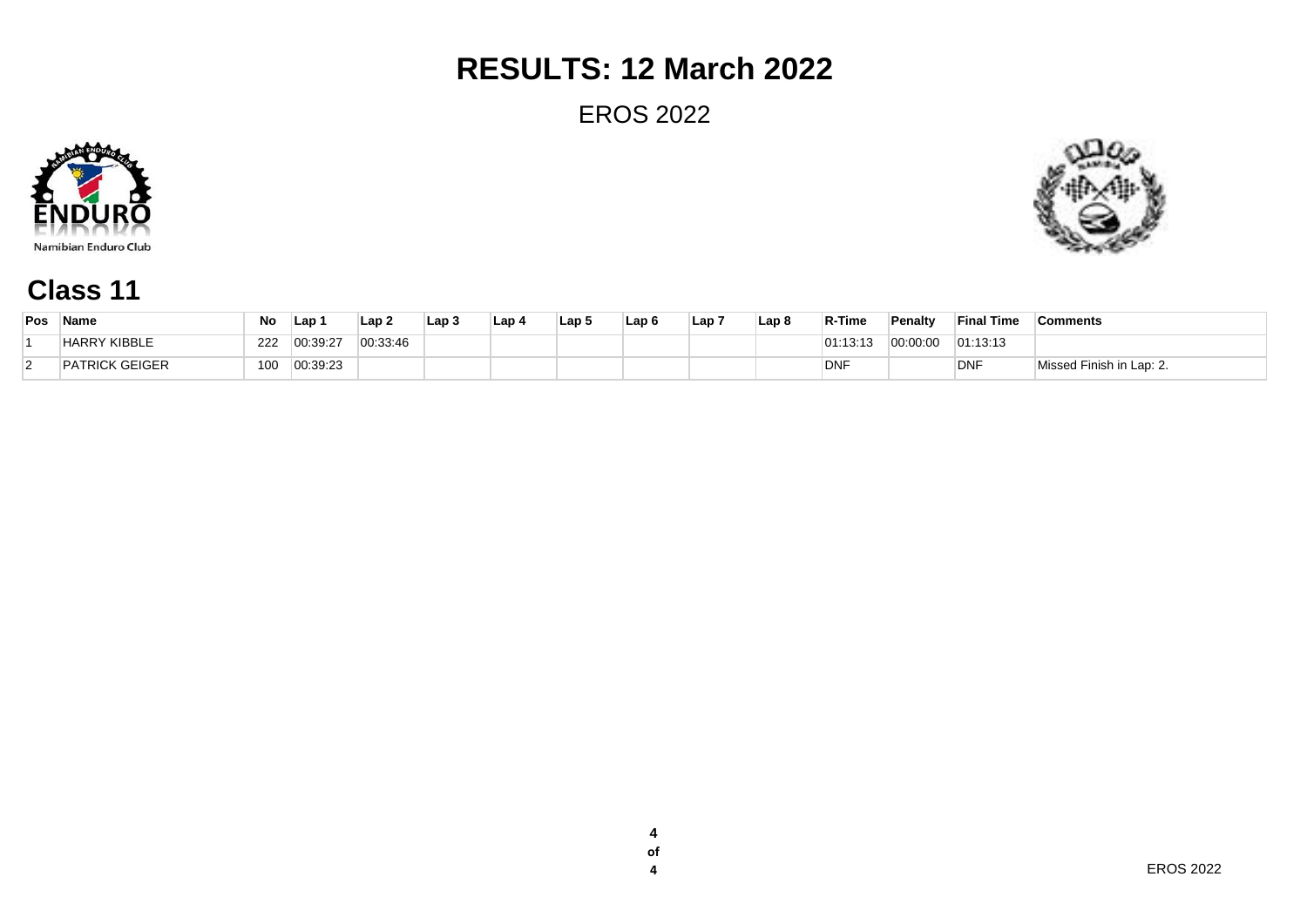# RESULTS: 12 March 2022

EROS 2022

Namibian Enduro Club

## Class 11

| Pos | Name | No | Lap 1 | Lap 2 | Lap 3 | Lap 4 | Lap 5 | Lap 6 | Lap 7 | Lap 8 | R-Time | Penalty | Final Time | Comments |
|---|---|---|---|---|---|---|---|---|---|---|---|---|---|---|
| 1 | HARRY KIBBLE | 222 | 00:39:27 | 00:33:46 | | | | | | | 01:13:13 | 00:00:00 | 01:13:13 | |
| 2 | PATRICK GEIGER | 100 | 00:39:23 | | | | | | | | DNF | | DNF | Missed Finish in Lap: 2. |